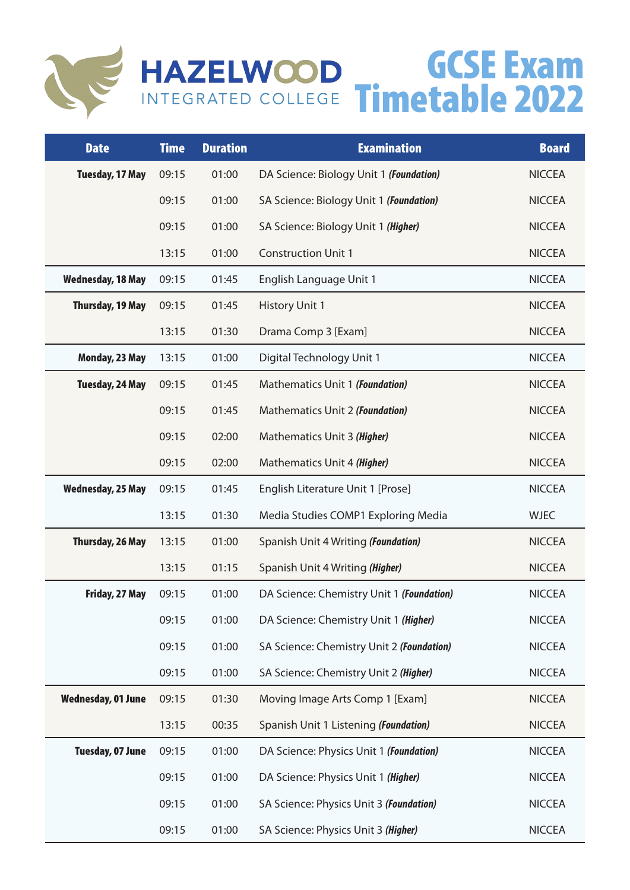# HAZELWOOD INTEGRATED COLLEGE

# GCSE Exam Timetable 2022

| Date | Time | Duration | Examination | Board |
|---|---|---|---|---|
| **Tuesday, 17 May** | 09:15 | 01:00 | DA Science: Biology Unit 1 ***(Foundation)*** | NICCEA |
| | 09:15 | 01:00 | SA Science: Biology Unit 1 ***(Foundation)*** | NICCEA |
| | 09:15 | 01:00 | SA Science: Biology Unit 1 ***(Higher)*** | NICCEA |
| | 13:15 | 01:00 | Construction Unit 1 | NICCEA |
| **Wednesday, 18 May** | 09:15 | 01:45 | English Language Unit 1 | NICCEA |
| **Thursday, 19 May** | 09:15 | 01:45 | History Unit 1 | NICCEA |
| | 13:15 | 01:30 | Drama Comp 3 [Exam] | NICCEA |
| **Monday, 23 May** | 13:15 | 01:00 | Digital Technology Unit 1 | NICCEA |
| **Tuesday, 24 May** | 09:15 | 01:45 | Mathematics Unit 1 ***(Foundation)*** | NICCEA |
| | 09:15 | 01:45 | Mathematics Unit 2 ***(Foundation)*** | NICCEA |
| | 09:15 | 02:00 | Mathematics Unit 3 ***(Higher)*** | NICCEA |
| | 09:15 | 02:00 | Mathematics Unit 4 ***(Higher)*** | NICCEA |
| **Wednesday, 25 May** | 09:15 | 01:45 | English Literature Unit 1 [Prose] | NICCEA |
| | 13:15 | 01:30 | Media Studies COMP1 Exploring Media | WJEC |
| **Thursday, 26 May** | 13:15 | 01:00 | Spanish Unit 4 Writing ***(Foundation)*** | NICCEA |
| | 13:15 | 01:15 | Spanish Unit 4 Writing ***(Higher)*** | NICCEA |
| **Friday, 27 May** | 09:15 | 01:00 | DA Science: Chemistry Unit 1 ***(Foundation)*** | NICCEA |
| | 09:15 | 01:00 | DA Science: Chemistry Unit 1 ***(Higher)*** | NICCEA |
| | 09:15 | 01:00 | SA Science: Chemistry Unit 2 ***(Foundation)*** | NICCEA |
| | 09:15 | 01:00 | SA Science: Chemistry Unit 2 ***(Higher)*** | NICCEA |
| **Wednesday, 01 June** | 09:15 | 01:30 | Moving Image Arts Comp 1 [Exam] | NICCEA |
| | 13:15 | 00:35 | Spanish Unit 1 Listening ***(Foundation)*** | NICCEA |
| **Tuesday, 07 June** | 09:15 | 01:00 | DA Science: Physics Unit 1 ***(Foundation)*** | NICCEA |
| | 09:15 | 01:00 | DA Science: Physics Unit 1 ***(Higher)*** | NICCEA |
| | 09:15 | 01:00 | SA Science: Physics Unit 3 ***(Foundation)*** | NICCEA |
| | 09:15 | 01:00 | SA Science: Physics Unit 3 ***(Higher)*** | NICCEA |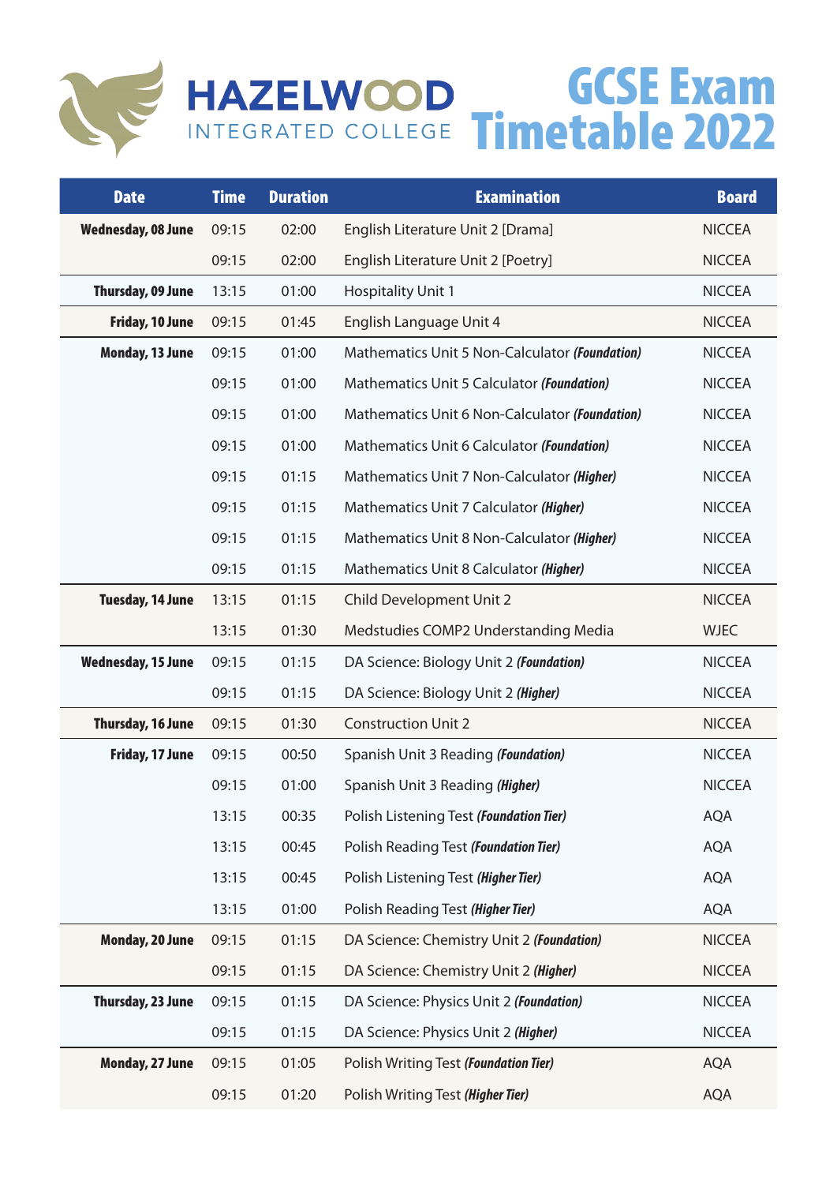# HAZELWOOD INTEGRATED COLLEGE

# GCSE Exam Timetable 2022

| Date | Time | Duration | Examination | Board |
|---|---|---|---|---|
| **Wednesday, 08 June** | 09:15 | 02:00 | English Literature Unit 2 [Drama] | NICCEA |
| | 09:15 | 02:00 | English Literature Unit 2 [Poetry] | NICCEA |
| **Thursday, 09 June** | 13:15 | 01:00 | Hospitality Unit 1 | NICCEA |
| **Friday, 10 June** | 09:15 | 01:45 | English Language Unit 4 | NICCEA |
| **Monday, 13 June** | 09:15 | 01:00 | Mathematics Unit 5 Non-Calculator ***(Foundation)*** | NICCEA |
| | 09:15 | 01:00 | Mathematics Unit 5 Calculator ***(Foundation)*** | NICCEA |
| | 09:15 | 01:00 | Mathematics Unit 6 Non-Calculator ***(Foundation)*** | NICCEA |
| | 09:15 | 01:00 | Mathematics Unit 6 Calculator ***(Foundation)*** | NICCEA |
| | 09:15 | 01:15 | Mathematics Unit 7 Non-Calculator ***(Higher)*** | NICCEA |
| | 09:15 | 01:15 | Mathematics Unit 7 Calculator ***(Higher)*** | NICCEA |
| | 09:15 | 01:15 | Mathematics Unit 8 Non-Calculator ***(Higher)*** | NICCEA |
| | 09:15 | 01:15 | Mathematics Unit 8 Calculator ***(Higher)*** | NICCEA |
| **Tuesday, 14 June** | 13:15 | 01:15 | Child Development Unit 2 | NICCEA |
| | 13:15 | 01:30 | Medstudies COMP2 Understanding Media | WJEC |
| **Wednesday, 15 June** | 09:15 | 01:15 | DA Science: Biology Unit 2 ***(Foundation)*** | NICCEA |
| | 09:15 | 01:15 | DA Science: Biology Unit 2 ***(Higher)*** | NICCEA |
| **Thursday, 16 June** | 09:15 | 01:30 | Construction Unit 2 | NICCEA |
| **Friday, 17 June** | 09:15 | 00:50 | Spanish Unit 3 Reading ***(Foundation)*** | NICCEA |
| | 09:15 | 01:00 | Spanish Unit 3 Reading ***(Higher)*** | NICCEA |
| | 13:15 | 00:35 | Polish Listening Test ***(Foundation Tier)*** | AQA |
| | 13:15 | 00:45 | Polish Reading Test ***(Foundation Tier)*** | AQA |
| | 13:15 | 00:45 | Polish Listening Test ***(Higher Tier)*** | AQA |
| | 13:15 | 01:00 | Polish Reading Test ***(Higher Tier)*** | AQA |
| **Monday, 20 June** | 09:15 | 01:15 | DA Science: Chemistry Unit 2 ***(Foundation)*** | NICCEA |
| | 09:15 | 01:15 | DA Science: Chemistry Unit 2 ***(Higher)*** | NICCEA |
| **Thursday, 23 June** | 09:15 | 01:15 | DA Science: Physics Unit 2 ***(Foundation)*** | NICCEA |
| | 09:15 | 01:15 | DA Science: Physics Unit 2 ***(Higher)*** | NICCEA |
| **Monday, 27 June** | 09:15 | 01:05 | Polish Writing Test ***(Foundation Tier)*** | AQA |
| | 09:15 | 01:20 | Polish Writing Test ***(Higher Tier)*** | AQA |